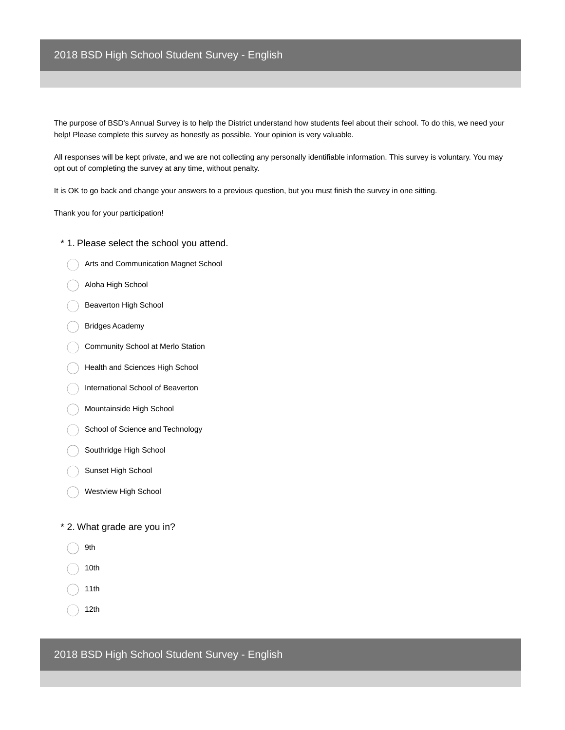# 2018 BSD High School Student Survey - English

The purpose of BSD's Annual Survey is to help the District understand how students feel about their school. To do this, we need your help! Please complete this survey as honestly as possible. Your opinion is very valuable.

All responses will be kept private, and we are not collecting any personally identifiable information. This survey is voluntary. You may opt out of completing the survey at any time, without penalty.

It is OK to go back and change your answers to a previous question, but you must finish the survey in one sitting.

Thank you for your participation!

\* 1. Please select the school you attend.

- Arts and Communication Magnet School
- Aloha High School
- Beaverton High School
- Bridges Academy
- Community School at Merlo Station
- Health and Sciences High School
- International School of Beaverton
- Mountainside High School
- School of Science and Technology
- Southridge High School
- Sunset High School
- Westview High School

\* 2. What grade are you in?

- 9th
- 10th
- 11th
- 12th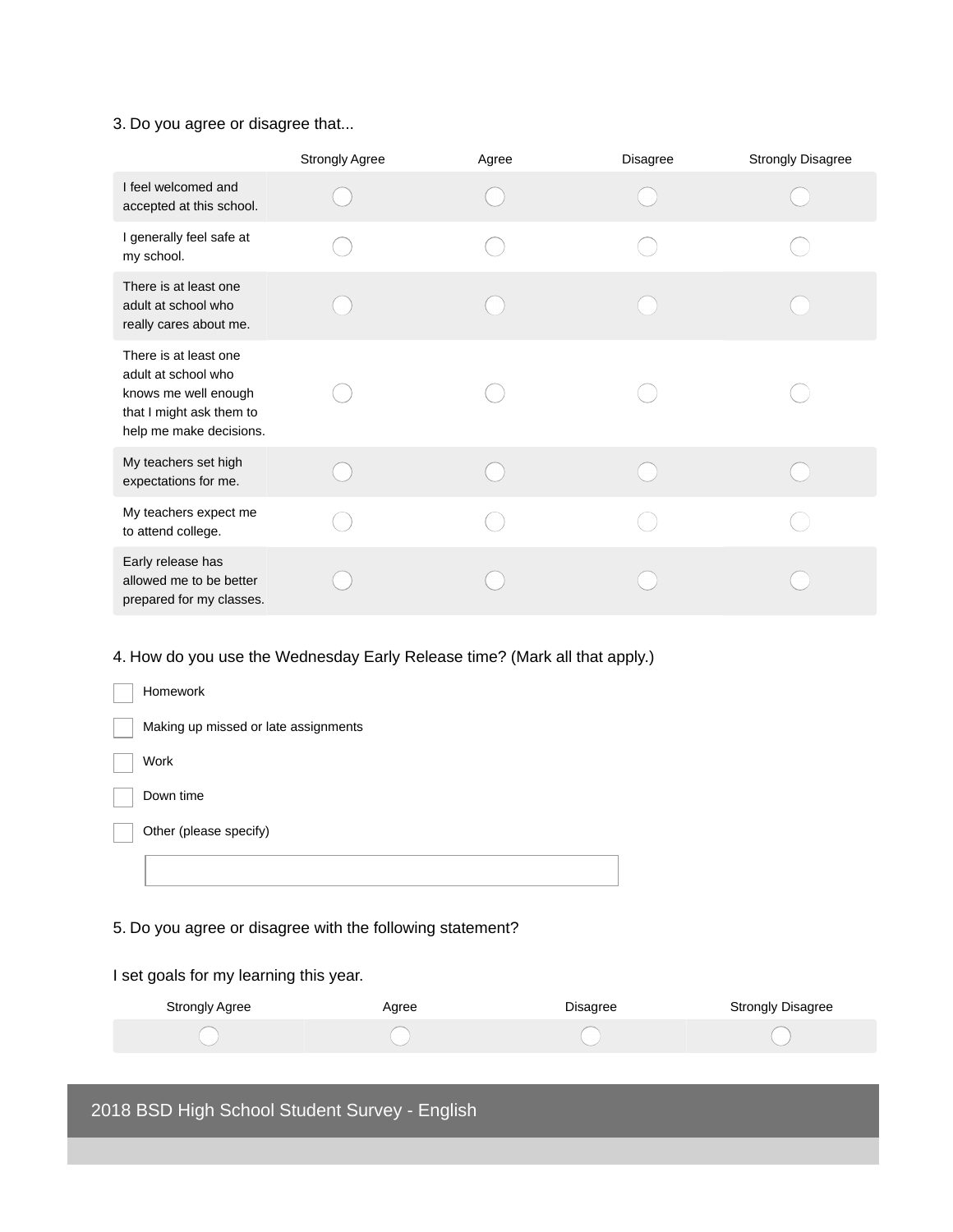3. Do you agree or disagree that...

| | Strongly Agree | Agree | Disagree | Strongly Disagree |
|---|---|---|---|---|
| I feel welcomed and accepted at this school. | ◯ | ◯ | ◯ | ◯ |
| I generally feel safe at my school. | ◯ | ◯ | ◯ | ◯ |
| There is at least one adult at school who really cares about me. | ◯ | ◯ | ◯ | ◯ |
| There is at least one adult at school who knows me well enough that I might ask them to help me make decisions. | ◯ | ◯ | ◯ | ◯ |
| My teachers set high expectations for me. | ◯ | ◯ | ◯ | ◯ |
| My teachers expect me to attend college. | ◯ | ◯ | ◯ | ◯ |
| Early release has allowed me to be better prepared for my classes. | ◯ | ◯ | ◯ | ◯ |

4. How do you use the Wednesday Early Release time? (Mark all that apply.)

- [ ] Homework
- [ ] Making up missed or late assignments
- [ ] Work
- [ ] Down time
- [ ] Other (please specify)

\_\_\_\_\_\_\_\_\_\_\_\_\_\_\_\_\_\_\_\_\_\_\_\_\_\_\_\_\_\_

5. Do you agree or disagree with the following statement?

I set goals for my learning this year.

| Strongly Agree | Agree | Disagree | Strongly Disagree |
|---|---|---|---|
| ◯ | ◯ | ◯ | ◯ |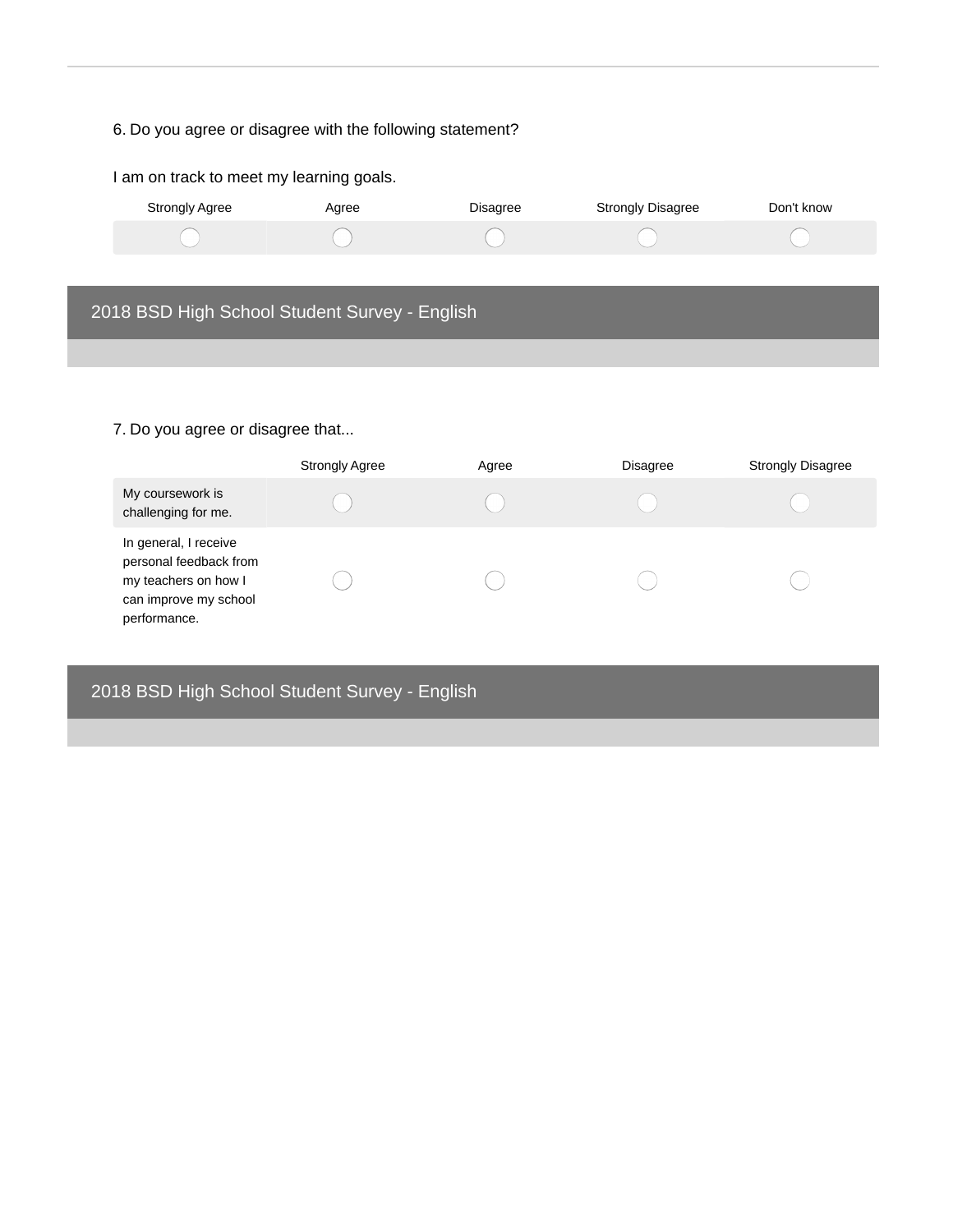6. Do you agree or disagree with the following statement?

I am on track to meet my learning goals.

| Strongly Agree | Agree | Disagree | Strongly Disagree | Don't know |
|---|---|---|---|---|
| ◯ | ◯ | ◯ | ◯ | ◯ |

## 2018 BSD High School Student Survey - English

7. Do you agree or disagree that...

| | Strongly Agree | Agree | Disagree | Strongly Disagree |
|---|---|---|---|---|
| My coursework is challenging for me. | ◯ | ◯ | ◯ | ◯ |
| In general, I receive personal feedback from my teachers on how I can improve my school performance. | ◯ | ◯ | ◯ | ◯ |

## 2018 BSD High School Student Survey - English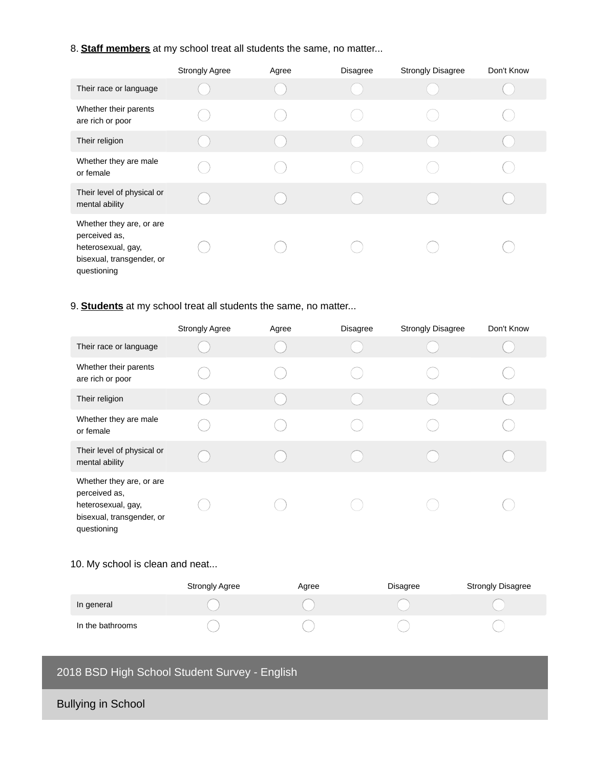8. **Staff members** at my school treat all students the same, no matter...

| | Strongly Agree | Agree | Disagree | Strongly Disagree | Don't Know |
|---|---|---|---|---|---|
| Their race or language | ◯ | ◯ | ◯ | ◯ | ◯ |
| Whether their parents are rich or poor | ◯ | ◯ | ◯ | ◯ | ◯ |
| Their religion | ◯ | ◯ | ◯ | ◯ | ◯ |
| Whether they are male or female | ◯ | ◯ | ◯ | ◯ | ◯ |
| Their level of physical or mental ability | ◯ | ◯ | ◯ | ◯ | ◯ |
| Whether they are, or are perceived as, heterosexual, gay, bisexual, transgender, or questioning | ◯ | ◯ | ◯ | ◯ | ◯ |

9. **Students** at my school treat all students the same, no matter...

| | Strongly Agree | Agree | Disagree | Strongly Disagree | Don't Know |
|---|---|---|---|---|---|
| Their race or language | ◯ | ◯ | ◯ | ◯ | ◯ |
| Whether their parents are rich or poor | ◯ | ◯ | ◯ | ◯ | ◯ |
| Their religion | ◯ | ◯ | ◯ | ◯ | ◯ |
| Whether they are male or female | ◯ | ◯ | ◯ | ◯ | ◯ |
| Their level of physical or mental ability | ◯ | ◯ | ◯ | ◯ | ◯ |
| Whether they are, or are perceived as, heterosexual, gay, bisexual, transgender, or questioning | ◯ | ◯ | ◯ | ◯ | ◯ |

10. My school is clean and neat...

| | Strongly Agree | Agree | Disagree | Strongly Disagree |
|---|---|---|---|---|
| In general | ◯ | ◯ | ◯ | ◯ |
| In the bathrooms | ◯ | ◯ | ◯ | ◯ |

## 2018 BSD High School Student Survey - English

### Bullying in School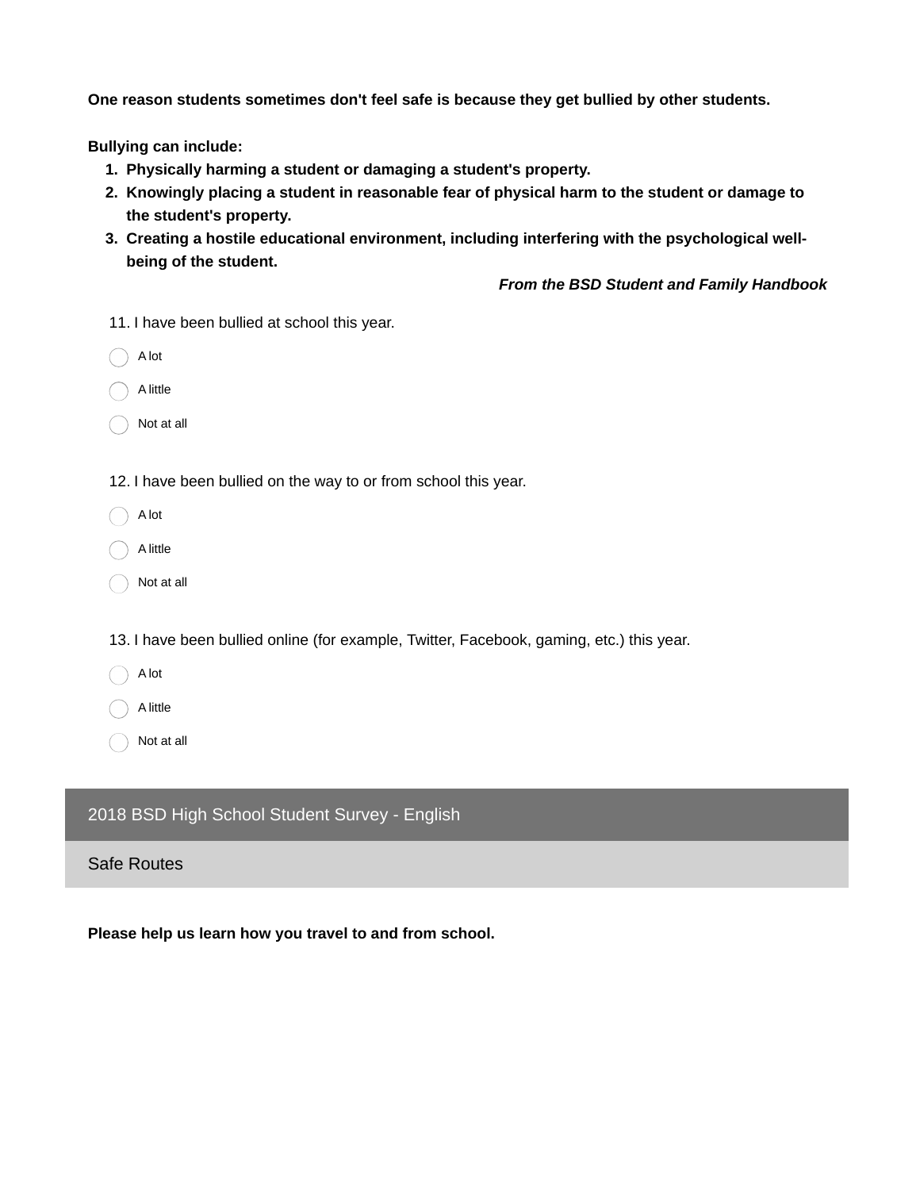**One reason students sometimes don't feel safe is because they get bullied by other students.**

**Bullying can include:**

1. **Physically harming a student or damaging a student's property.**
2. **Knowingly placing a student in reasonable fear of physical harm to the student or damage to the student's property.**
3. **Creating a hostile educational environment, including interfering with the psychological well-being of the student.**

***From the BSD Student and Family Handbook***

11. I have been bullied at school this year.

- ○ A lot
- ○ A little
- ○ Not at all

12. I have been bullied on the way to or from school this year.

- ○ A lot
- ○ A little
- ○ Not at all

13. I have been bullied online (for example, Twitter, Facebook, gaming, etc.) this year.

- ○ A lot
- ○ A little
- ○ Not at all

## 2018 BSD High School Student Survey - English

### Safe Routes

**Please help us learn how you travel to and from school.**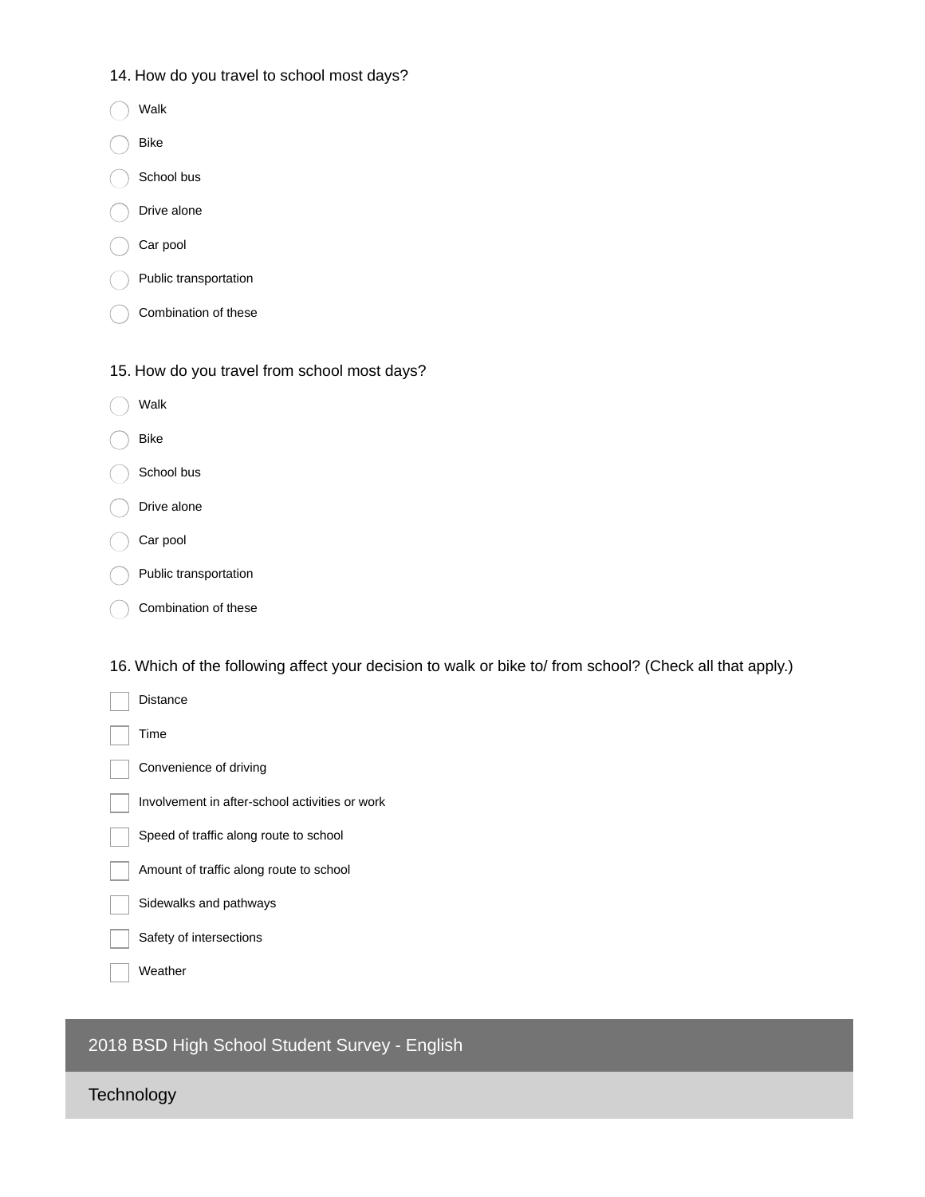14. How do you travel to school most days?

- ◯ Walk
- ◯ Bike
- ◯ School bus
- ◯ Drive alone
- ◯ Car pool
- ◯ Public transportation
- ◯ Combination of these

15. How do you travel from school most days?

- ◯ Walk
- ◯ Bike
- ◯ School bus
- ◯ Drive alone
- ◯ Car pool
- ◯ Public transportation
- ◯ Combination of these

16. Which of the following affect your decision to walk or bike to/ from school? (Check all that apply.)

- [ ] Distance
- [ ] Time
- [ ] Convenience of driving
- [ ] Involvement in after-school activities or work
- [ ] Speed of traffic along route to school
- [ ] Amount of traffic along route to school
- [ ] Sidewalks and pathways
- [ ] Safety of intersections
- [ ] Weather

## 2018 BSD High School Student Survey - English

### Technology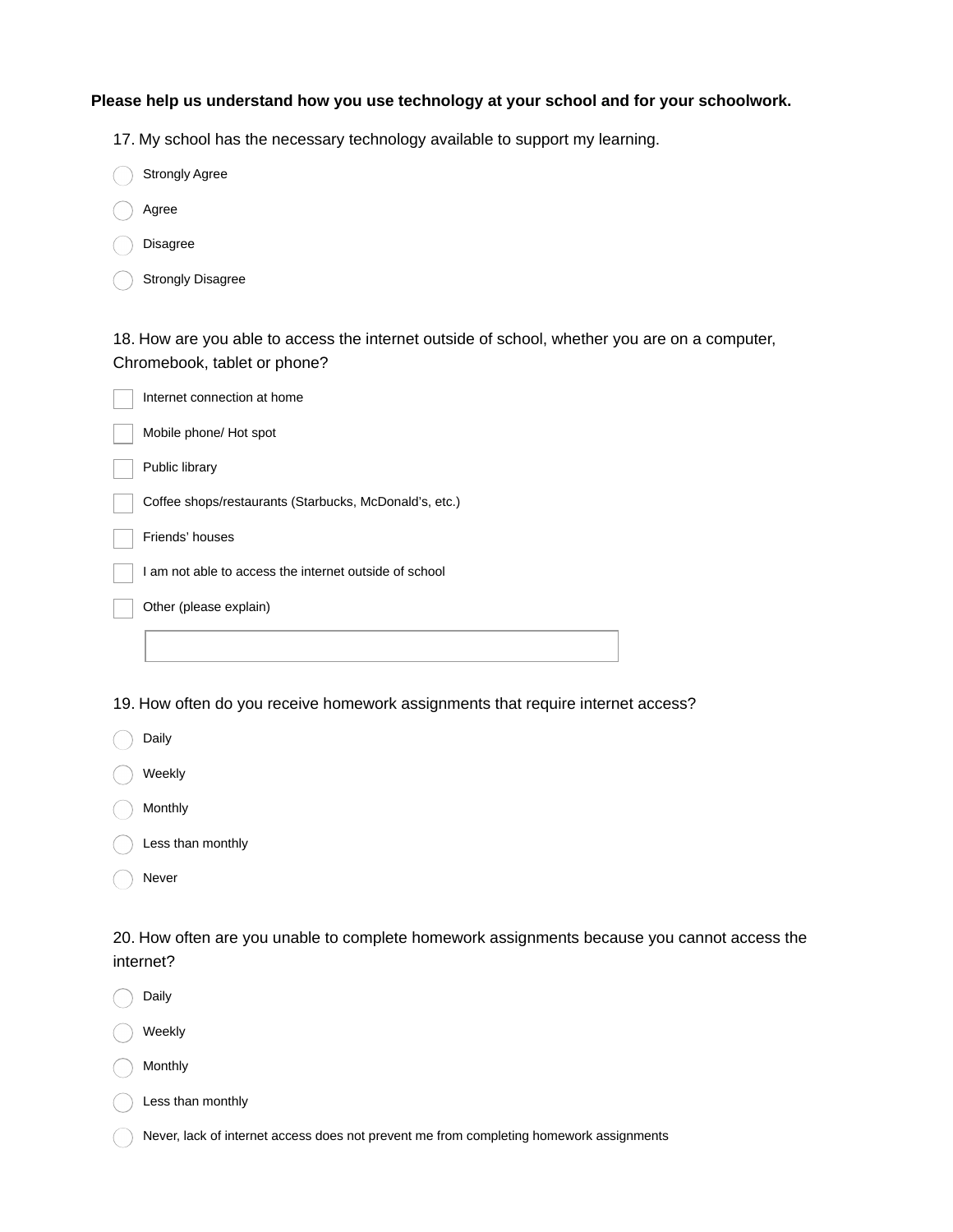**Please help us understand how you use technology at your school and for your schoolwork.**

17. My school has the necessary technology available to support my learning.

- ◯ Strongly Agree
- ◯ Agree
- ◯ Disagree
- ◯ Strongly Disagree

18. How are you able to access the internet outside of school, whether you are on a computer, Chromebook, tablet or phone?

- ☐ Internet connection at home
- ☐ Mobile phone/ Hot spot
- ☐ Public library
- ☐ Coffee shops/restaurants (Starbucks, McDonald's, etc.)
- ☐ Friends' houses
- ☐ I am not able to access the internet outside of school
- ☐ Other (please explain)

\_\_\_\_\_\_\_\_\_\_\_\_\_\_\_\_\_\_\_\_\_\_\_\_\_\_\_\_\_\_\_\_\_\_\_\_\_\_\_\_

19. How often do you receive homework assignments that require internet access?

- ◯ Daily
- ◯ Weekly
- ◯ Monthly
- ◯ Less than monthly
- ◯ Never

20. How often are you unable to complete homework assignments because you cannot access the internet?

- ◯ Daily
- ◯ Weekly
- ◯ Monthly
- ◯ Less than monthly
- ◯ Never, lack of internet access does not prevent me from completing homework assignments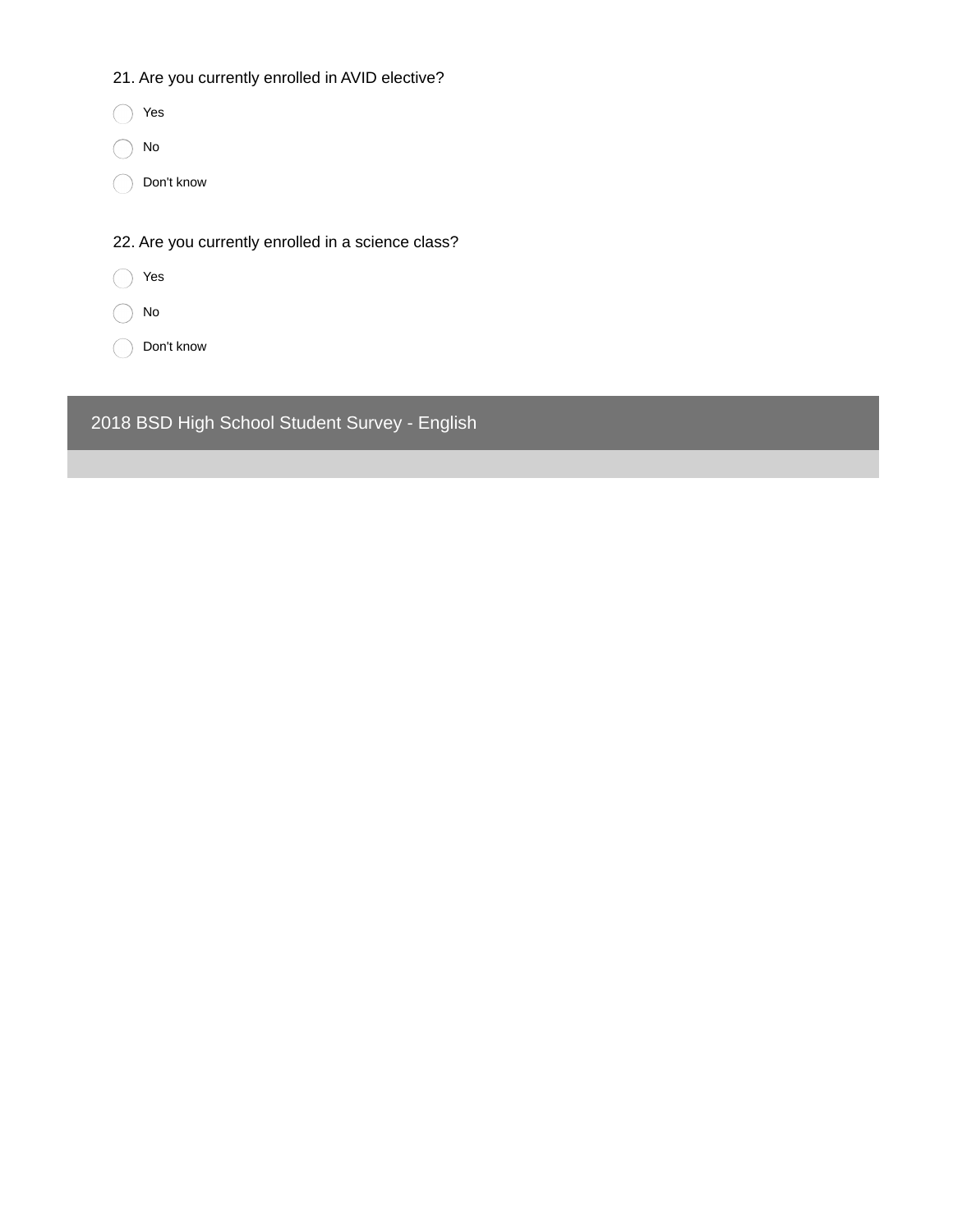21. Are you currently enrolled in AVID elective?

- Yes
- No
- Don't know

22. Are you currently enrolled in a science class?

- Yes
- No
- Don't know

## 2018 BSD High School Student Survey - English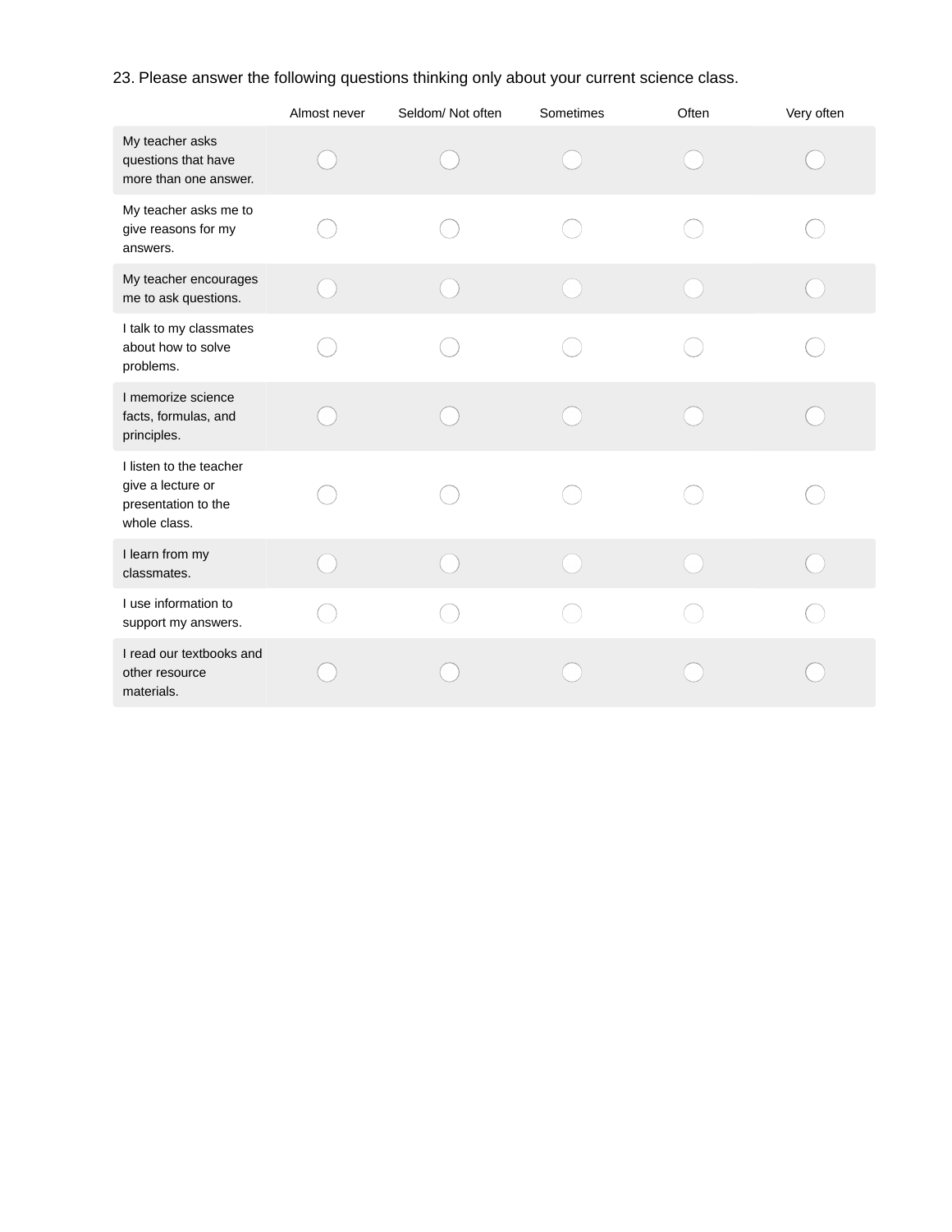23. Please answer the following questions thinking only about your current science class.

| | Almost never | Seldom/ Not often | Sometimes | Often | Very often |
|---|---|---|---|---|---|
| My teacher asks questions that have more than one answer. | ◯ | ◯ | ◯ | ◯ | ◯ |
| My teacher asks me to give reasons for my answers. | ◯ | ◯ | ◯ | ◯ | ◯ |
| My teacher encourages me to ask questions. | ◯ | ◯ | ◯ | ◯ | ◯ |
| I talk to my classmates about how to solve problems. | ◯ | ◯ | ◯ | ◯ | ◯ |
| I memorize science facts, formulas, and principles. | ◯ | ◯ | ◯ | ◯ | ◯ |
| I listen to the teacher give a lecture or presentation to the whole class. | ◯ | ◯ | ◯ | ◯ | ◯ |
| I learn from my classmates. | ◯ | ◯ | ◯ | ◯ | ◯ |
| I use information to support my answers. | ◯ | ◯ | ◯ | ◯ | ◯ |
| I read our textbooks and other resource materials. | ◯ | ◯ | ◯ | ◯ | ◯ |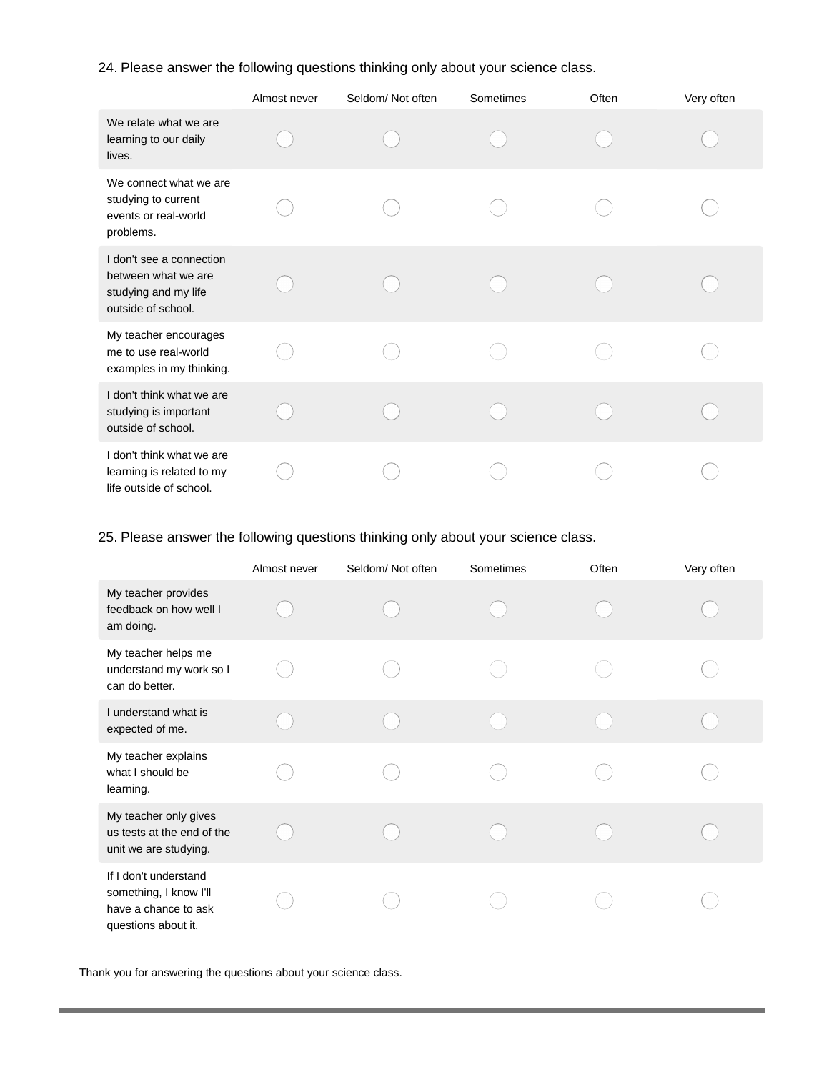24. Please answer the following questions thinking only about your science class.

| | Almost never | Seldom/ Not often | Sometimes | Often | Very often |
|---|---|---|---|---|---|
| We relate what we are learning to our daily lives. | ◯ | ◯ | ◯ | ◯ | ◯ |
| We connect what we are studying to current events or real-world problems. | ◯ | ◯ | ◯ | ◯ | ◯ |
| I don't see a connection between what we are studying and my life outside of school. | ◯ | ◯ | ◯ | ◯ | ◯ |
| My teacher encourages me to use real-world examples in my thinking. | ◯ | ◯ | ◯ | ◯ | ◯ |
| I don't think what we are studying is important outside of school. | ◯ | ◯ | ◯ | ◯ | ◯ |
| I don't think what we are learning is related to my life outside of school. | ◯ | ◯ | ◯ | ◯ | ◯ |

25. Please answer the following questions thinking only about your science class.

| | Almost never | Seldom/ Not often | Sometimes | Often | Very often |
|---|---|---|---|---|---|
| My teacher provides feedback on how well I am doing. | ◯ | ◯ | ◯ | ◯ | ◯ |
| My teacher helps me understand my work so I can do better. | ◯ | ◯ | ◯ | ◯ | ◯ |
| I understand what is expected of me. | ◯ | ◯ | ◯ | ◯ | ◯ |
| My teacher explains what I should be learning. | ◯ | ◯ | ◯ | ◯ | ◯ |
| My teacher only gives us tests at the end of the unit we are studying. | ◯ | ◯ | ◯ | ◯ | ◯ |
| If I don't understand something, I know I'll have a chance to ask questions about it. | ◯ | ◯ | ◯ | ◯ | ◯ |

Thank you for answering the questions about your science class.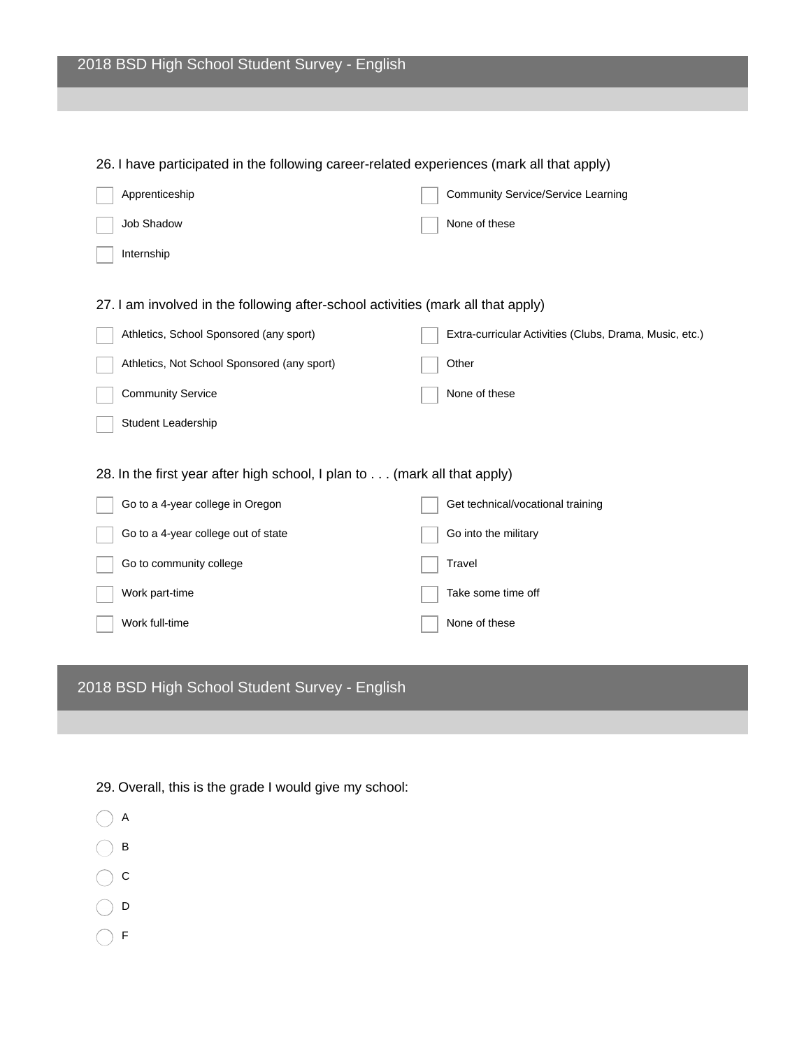26. I have participated in the following career-related experiences (mark all that apply)

- ☐ Apprenticeship
- ☐ Job Shadow
- ☐ Internship
- ☐ Community Service/Service Learning
- ☐ None of these

27. I am involved in the following after-school activities (mark all that apply)

- ☐ Athletics, School Sponsored (any sport)
- ☐ Athletics, Not School Sponsored (any sport)
- ☐ Community Service
- ☐ Student Leadership
- ☐ Extra-curricular Activities (Clubs, Drama, Music, etc.)
- ☐ Other
- ☐ None of these

28. In the first year after high school, I plan to . . . (mark all that apply)

- ☐ Go to a 4-year college in Oregon
- ☐ Go to a 4-year college out of state
- ☐ Go to community college
- ☐ Work part-time
- ☐ Work full-time
- ☐ Get technical/vocational training
- ☐ Go into the military
- ☐ Travel
- ☐ Take some time off
- ☐ None of these

29. Overall, this is the grade I would give my school:

- ◯ A
- ◯ B
- ◯ C
- ◯ D
- ◯ F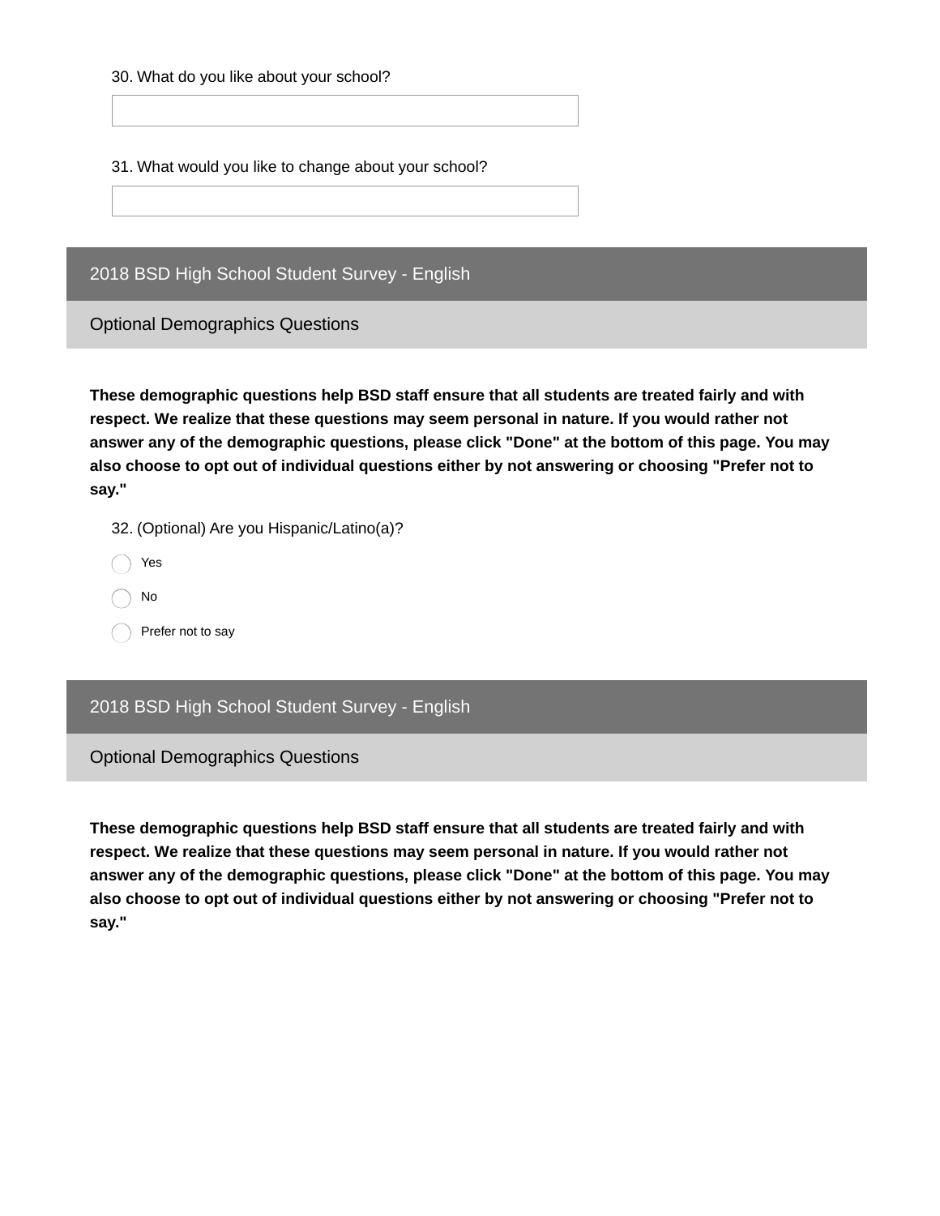30. What do you like about your school?

31. What would you like to change about your school?

## 2018 BSD High School Student Survey - English

### Optional Demographics Questions

**These demographic questions help BSD staff ensure that all students are treated fairly and with respect. We realize that these questions may seem personal in nature. If you would rather not answer any of the demographic questions, please click "Done" at the bottom of this page. You may also choose to opt out of individual questions either by not answering or choosing "Prefer not to say."**

32. (Optional) Are you Hispanic/Latino(a)?

- Yes
- No
- Prefer not to say

## 2018 BSD High School Student Survey - English

### Optional Demographics Questions

**These demographic questions help BSD staff ensure that all students are treated fairly and with respect. We realize that these questions may seem personal in nature. If you would rather not answer any of the demographic questions, please click "Done" at the bottom of this page. You may also choose to opt out of individual questions either by not answering or choosing "Prefer not to say."**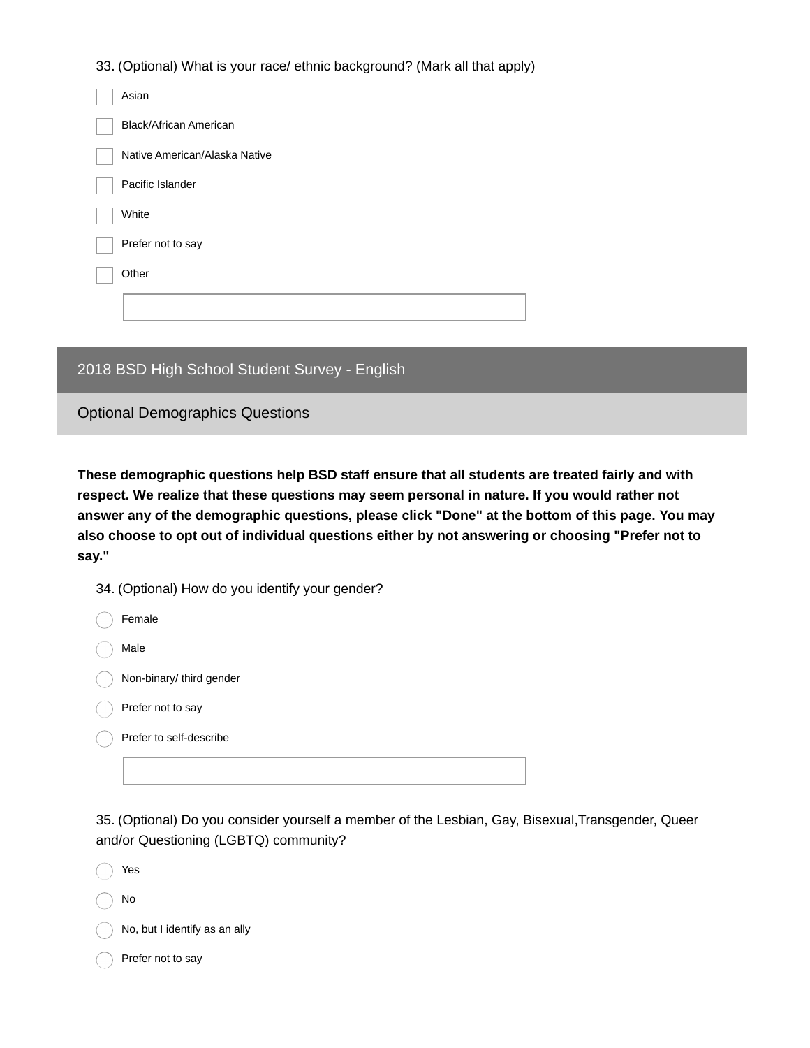33. (Optional) What is your race/ ethnic background? (Mark all that apply)

- [ ] Asian
- [ ] Black/African American
- [ ] Native American/Alaska Native
- [ ] Pacific Islander
- [ ] White
- [ ] Prefer not to say
- [ ] Other

______________________________

## 2018 BSD High School Student Survey - English

### Optional Demographics Questions

**These demographic questions help BSD staff ensure that all students are treated fairly and with respect. We realize that these questions may seem personal in nature. If you would rather not answer any of the demographic questions, please click "Done" at the bottom of this page. You may also choose to opt out of individual questions either by not answering or choosing "Prefer not to say."**

34. (Optional) How do you identify your gender?

- ◯ Female
- ◯ Male
- ◯ Non-binary/ third gender
- ◯ Prefer not to say
- ◯ Prefer to self-describe

______________________________

35. (Optional) Do you consider yourself a member of the Lesbian, Gay, Bisexual,Transgender, Queer and/or Questioning (LGBTQ) community?

- ◯ Yes
- ◯ No
- ◯ No, but I identify as an ally
- ◯ Prefer not to say